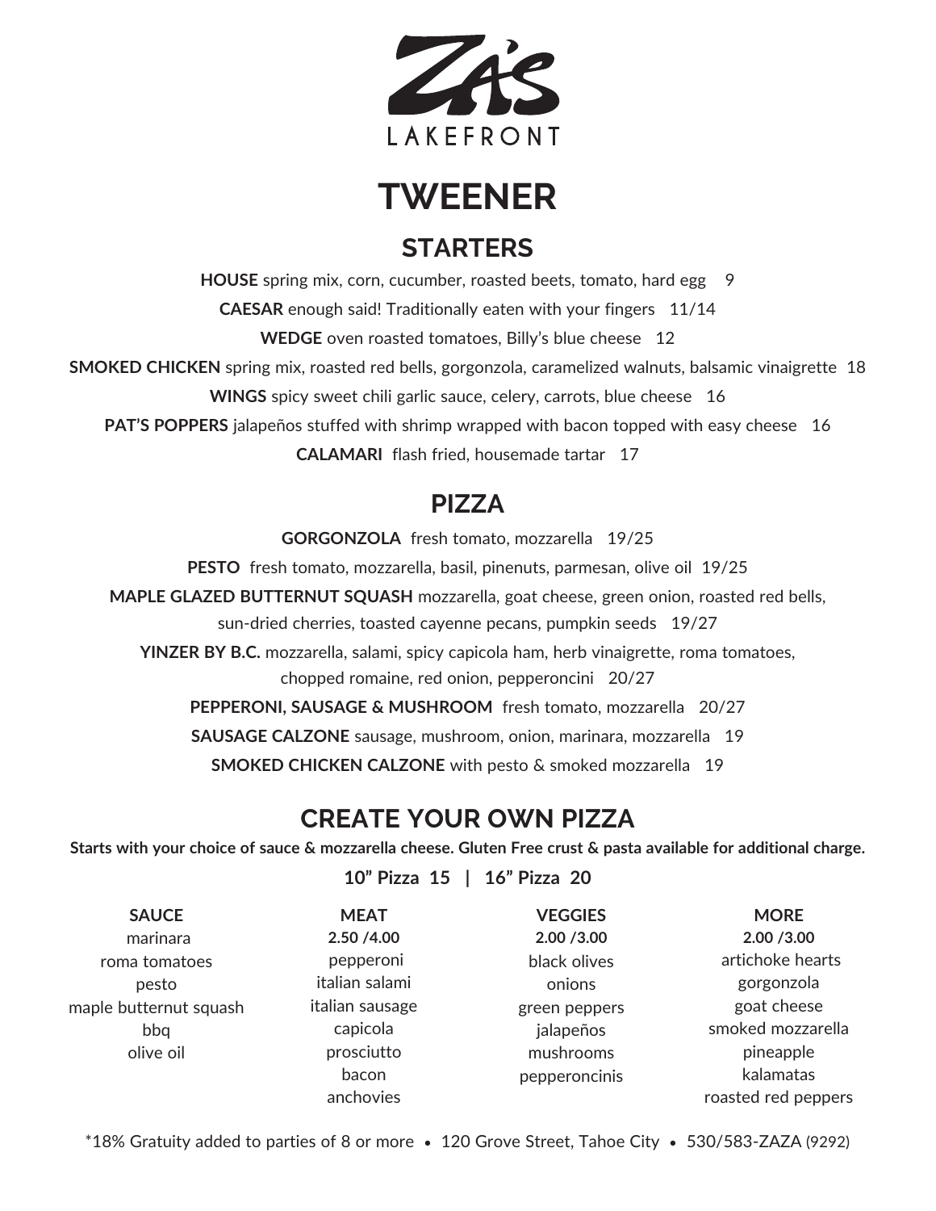# ZA'S
LAKEFRONT

# TWEENER

## STARTERS

**HOUSE** spring mix, corn, cucumber, roasted beets, tomato, hard egg 9

**CAESAR** enough said! Traditionally eaten with your fingers 11/14

**WEDGE** oven roasted tomatoes, Billy's blue cheese 12

**SMOKED CHICKEN** spring mix, roasted red bells, gorgonzola, caramelized walnuts, balsamic vinaigrette 18

**WINGS** spicy sweet chili garlic sauce, celery, carrots, blue cheese 16

**PAT'S POPPERS** jalapeños stuffed with shrimp wrapped with bacon topped with easy cheese 16

**CALAMARI** flash fried, housemade tartar 17

## PIZZA

**GORGONZOLA** fresh tomato, mozzarella 19/25

**PESTO** fresh tomato, mozzarella, basil, pinenuts, parmesan, olive oil 19/25

**MAPLE GLAZED BUTTERNUT SQUASH** mozzarella, goat cheese, green onion, roasted red bells, sun-dried cherries, toasted cayenne pecans, pumpkin seeds 19/27

**YINZER BY B.C.** mozzarella, salami, spicy capicola ham, herb vinaigrette, roma tomatoes, chopped romaine, red onion, pepperoncini 20/27

**PEPPERONI, SAUSAGE & MUSHROOM** fresh tomato, mozzarella 20/27

**SAUSAGE CALZONE** sausage, mushroom, onion, marinara, mozzarella 19

**SMOKED CHICKEN CALZONE** with pesto & smoked mozzarella 19

## CREATE YOUR OWN PIZZA

**Starts with your choice of sauce & mozzarella cheese. Gluten Free crust & pasta available for additional charge.**

**10" Pizza 15 | 16" Pizza 20**

| SAUCE | MEAT | VEGGIES | MORE |
|---|---|---|---|
| | **2.50 /4.00** | **2.00 /3.00** | **2.00 /3.00** |
| marinara | pepperoni | black olives | artichoke hearts |
| roma tomatoes | italian salami | onions | gorgonzola |
| pesto | italian sausage | green peppers | goat cheese |
| maple butternut squash | capicola | jalapeños | smoked mozzarella |
| bbq | prosciutto | mushrooms | pineapple |
| olive oil | bacon | pepperoncinis | kalamatas |
| | anchovies | | roasted red peppers |

*18% Gratuity added to parties of 8 or more • 120 Grove Street, Tahoe City • 530/583-ZAZA (9292)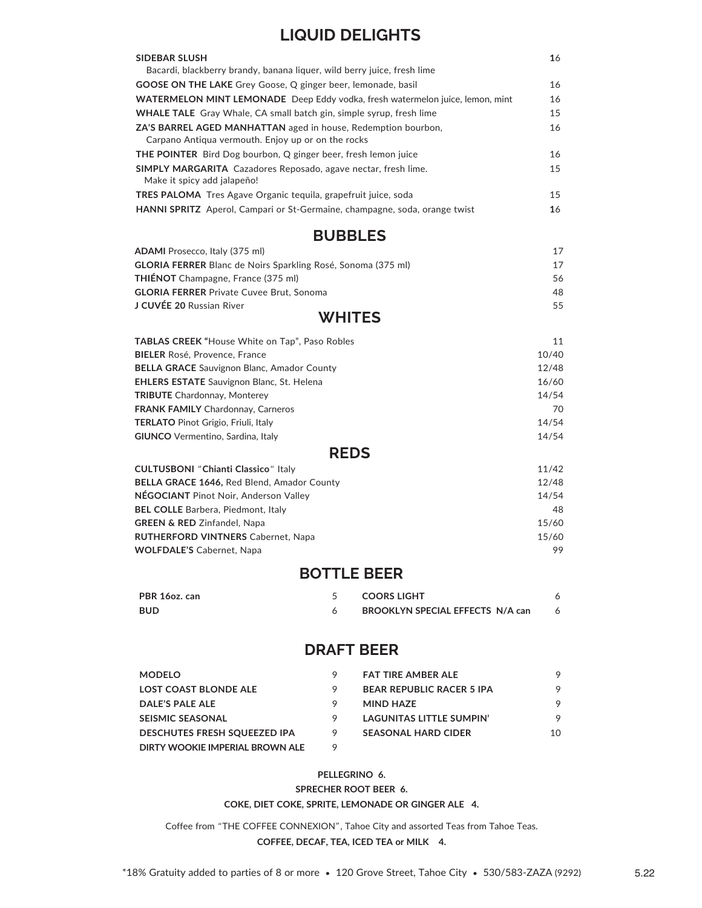# LIQUID DELIGHTS

| | |
|---|---|
| **SIDEBAR SLUSH** Bacardi, blackberry brandy, banana liquer, wild berry juice, fresh lime | 16 |
| **GOOSE ON THE LAKE** Grey Goose, Q ginger beer, lemonade, basil | 16 |
| **WATERMELON MINT LEMONADE** Deep Eddy vodka, fresh watermelon juice, lemon, mint | 16 |
| **WHALE TALE** Gray Whale, CA small batch gin, simple syrup, fresh lime | 15 |
| **ZA'S BARREL AGED MANHATTAN** aged in house, Redemption bourbon, Carpano Antiqua vermouth. Enjoy up or on the rocks | 16 |
| **THE POINTER** Bird Dog bourbon, Q ginger beer, fresh lemon juice | 16 |
| **SIMPLY MARGARITA** Cazadores Reposado, agave nectar, fresh lime. Make it spicy add jalapeño! | 15 |
| **TRES PALOMA** Tres Agave Organic tequila, grapefruit juice, soda | 15 |
| **HANNI SPRITZ** Aperol, Campari or St-Germaine, champagne, soda, orange twist | 16 |

## BUBBLES

| | |
|---|---|
| **ADAMI** Prosecco, Italy (375 ml) | 17 |
| **GLORIA FERRER** Blanc de Noirs Sparkling Rosé, Sonoma (375 ml) | 17 |
| **THIÉNOT** Champagne, France (375 ml) | 56 |
| **GLORIA FERRER** Private Cuvee Brut, Sonoma | 48 |
| **J CUVÉE 20** Russian River | 55 |

## WHITES

| | |
|---|---|
| **TABLAS CREEK** "House White on Tap", Paso Robles | 11 |
| **BIELER** Rosé, Provence, France | 10/40 |
| **BELLA GRACE** Sauvignon Blanc, Amador County | 12/48 |
| **EHLERS ESTATE** Sauvignon Blanc, St. Helena | 16/60 |
| **TRIBUTE** Chardonnay, Monterey | 14/54 |
| **FRANK FAMILY** Chardonnay, Carneros | 70 |
| **TERLATO** Pinot Grigio, Friuli, Italy | 14/54 |
| **GIUNCO** Vermentino, Sardina, Italy | 14/54 |

## REDS

| | |
|---|---|
| **CULTUSBONI** "**Chianti Classico**" Italy | 11/42 |
| **BELLA GRACE 1646,** Red Blend, Amador County | 12/48 |
| **NÉGOCIANT** Pinot Noir, Anderson Valley | 14/54 |
| **BEL COLLE** Barbera, Piedmont, Italy | 48 |
| **GREEN & RED** Zinfandel, Napa | 15/60 |
| **RUTHERFORD VINTNERS** Cabernet, Napa | 15/60 |
| **WOLFDALE'S** Cabernet, Napa | 99 |

## BOTTLE BEER

| | |
|---|---|
| **PBR 16oz. can** | 5 |
| **BUD** | 6 |
| **COORS LIGHT** | 6 |
| **BROOKLYN SPECIAL EFFECTS N/A can** | 6 |

## DRAFT BEER

| | |
|---|---|
| **MODELO** | 9 |
| **LOST COAST BLONDE ALE** | 9 |
| **DALE'S PALE ALE** | 9 |
| **SEISMIC SEASONAL** | 9 |
| **DESCHUTES FRESH SQUEEZED IPA** | 9 |
| **DIRTY WOOKIE IMPERIAL BROWN ALE** | 9 |
| **FAT TIRE AMBER ALE** | 9 |
| **BEAR REPUBLIC RACER 5 IPA** | 9 |
| **MIND HAZE** | 9 |
| **LAGUNITAS LITTLE SUMPIN'** | 9 |
| **SEASONAL HARD CIDER** | 10 |

**PELLEGRINO 6.**

**SPRECHER ROOT BEER 6.**

**COKE, DIET COKE, SPRITE, LEMONADE OR GINGER ALE 4.**

Coffee from "THE COFFEE CONNEXION", Tahoe City and assorted Teas from Tahoe Teas.

**COFFEE, DECAF, TEA, ICED TEA or MILK 4.**

*18% Gratuity added to parties of 8 or more • 120 Grove Street, Tahoe City • 530/583-ZAZA (9292)

5.22